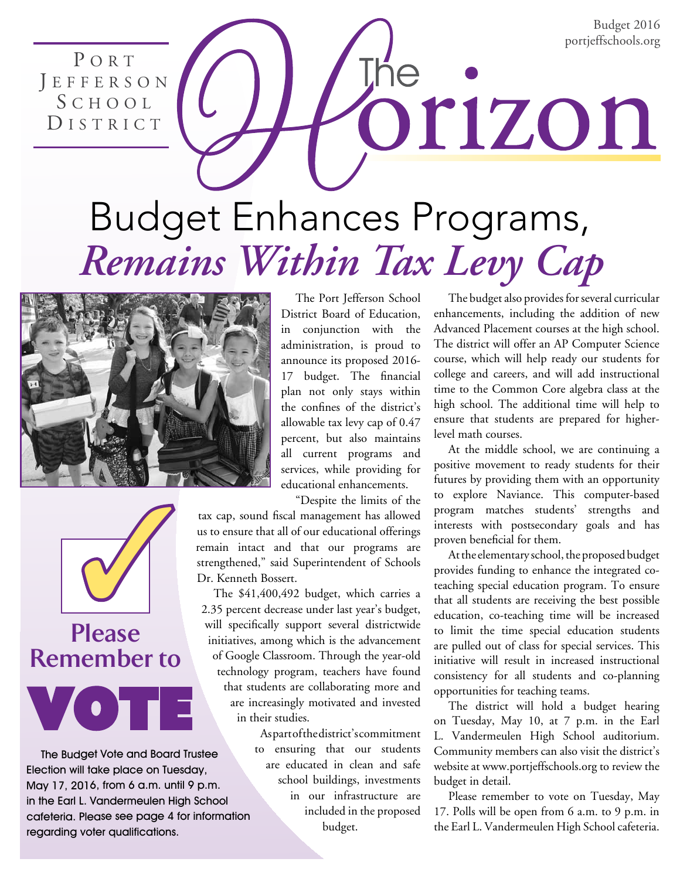Budget 2016
portjeffschools.org

Port Jefferson School District

# The Horizon

# Budget Enhances Programs, *Remains Within Tax Levy Cap*

The Port Jefferson School District Board of Education, in conjunction with the administration, is proud to announce its proposed 2016-17 budget. The financial plan not only stays within the confines of the district's allowable tax levy cap of 0.47 percent, but also maintains all current programs and services, while providing for educational enhancements.

"Despite the limits of the tax cap, sound fiscal management has allowed us to ensure that all of our educational offerings remain intact and that our programs are strengthened," said Superintendent of Schools Dr. Kenneth Bossert.

The $41,400,492 budget, which carries a 2.35 percent decrease under last year's budget, will specifically support several districtwide initiatives, among which is the advancement of Google Classroom. Through the year-old technology program, teachers have found that students are collaborating more and are increasingly motivated and invested in their studies.

As part of the district's commitment to ensuring that our students are educated in clean and safe school buildings, investments in our infrastructure are included in the proposed budget.

The budget also provides for several curricular enhancements, including the addition of new Advanced Placement courses at the high school. The district will offer an AP Computer Science course, which will help ready our students for college and careers, and will add instructional time to the Common Core algebra class at the high school. The additional time will help to ensure that students are prepared for higher-level math courses.

At the middle school, we are continuing a positive movement to ready students for their futures by providing them with an opportunity to explore Naviance. This computer-based program matches students' strengths and interests with postsecondary goals and has proven beneficial for them.

At the elementary school, the proposed budget provides funding to enhance the integrated co-teaching special education program. To ensure that all students are receiving the best possible education, co-teaching time will be increased to limit the time special education students are pulled out of class for special services. This initiative will result in increased instructional consistency for all students and co-planning opportunities for teaching teams.

The district will hold a budget hearing on Tuesday, May 10, at 7 p.m. in the Earl L. Vandermeulen High School auditorium. Community members can also visit the district's website at www.portjeffschools.org to review the budget in detail.

Please remember to vote on Tuesday, May 17. Polls will be open from 6 a.m. to 9 p.m. in the Earl L. Vandermeulen High School cafeteria.

## Please Remember to VOTE

The Budget Vote and Board Trustee Election will take place on Tuesday, May 17, 2016, from 6 a.m. until 9 p.m. in the Earl L. Vandermeulen High School cafeteria. Please see page 4 for information regarding voter qualifications.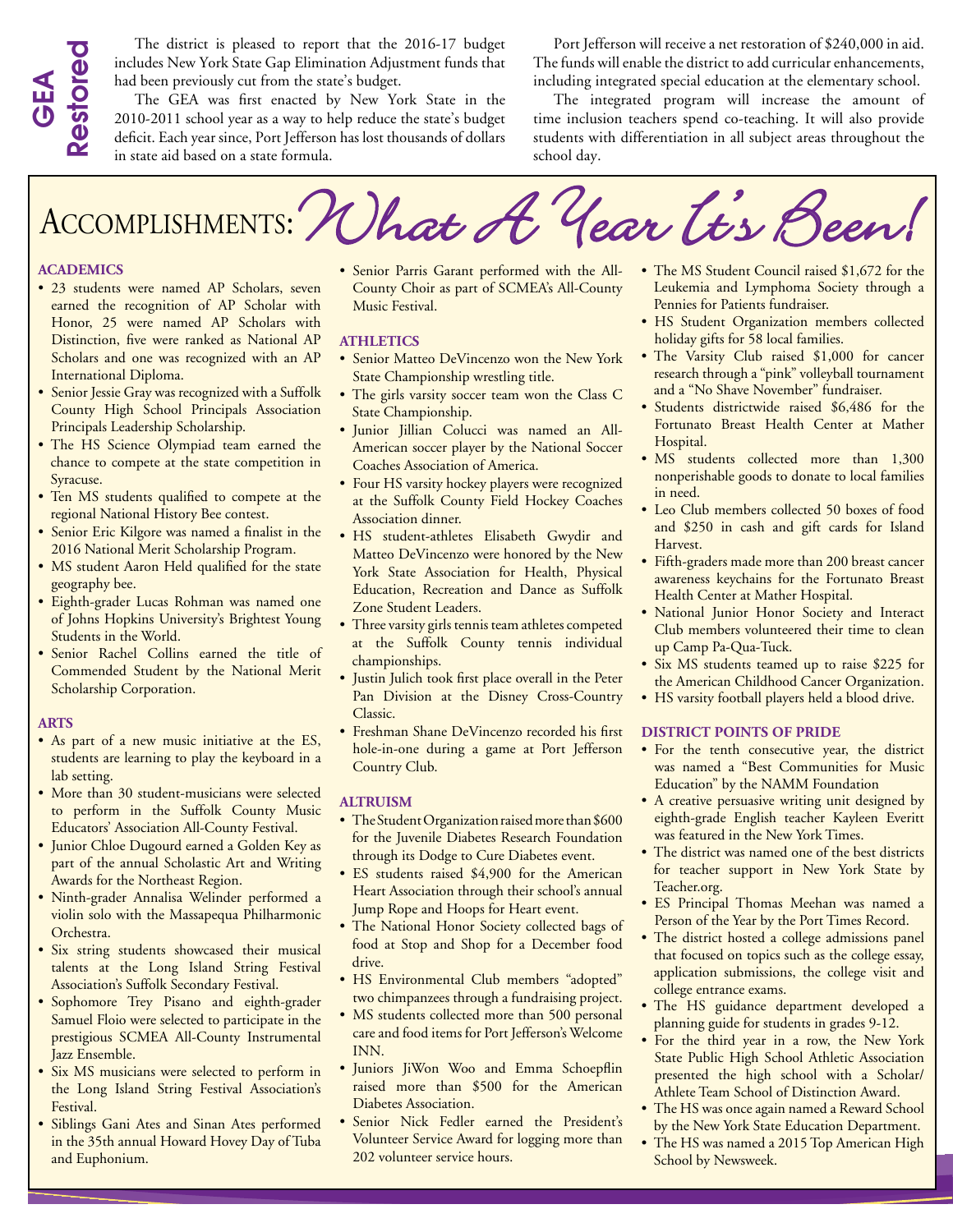## GEA Restored

The district is pleased to report that the 2016-17 budget includes New York State Gap Elimination Adjustment funds that had been previously cut from the state's budget.

The GEA was first enacted by New York State in the 2010-2011 school year as a way to help reduce the state's budget deficit. Each year since, Port Jefferson has lost thousands of dollars in state aid based on a state formula.

Port Jefferson will receive a net restoration of $240,000 in aid. The funds will enable the district to add curricular enhancements, including integrated special education at the elementary school.

The integrated program will increase the amount of time inclusion teachers spend co-teaching. It will also provide students with differentiation in all subject areas throughout the school day.

# Accomplishments: *What A Year It's Been!*

### ACADEMICS

- 23 students were named AP Scholars, seven earned the recognition of AP Scholar with Honor, 25 were named AP Scholars with Distinction, five were ranked as National AP Scholars and one was recognized with an AP International Diploma.
- Senior Jessie Gray was recognized with a Suffolk County High School Principals Association Principals Leadership Scholarship.
- The HS Science Olympiad team earned the chance to compete at the state competition in Syracuse.
- Ten MS students qualified to compete at the regional National History Bee contest.
- Senior Eric Kilgore was named a finalist in the 2016 National Merit Scholarship Program.
- MS student Aaron Held qualified for the state geography bee.
- Eighth-grader Lucas Rohman was named one of Johns Hopkins University's Brightest Young Students in the World.
- Senior Rachel Collins earned the title of Commended Student by the National Merit Scholarship Corporation.

### ARTS

- As part of a new music initiative at the ES, students are learning to play the keyboard in a lab setting.
- More than 30 student-musicians were selected to perform in the Suffolk County Music Educators' Association All-County Festival.
- Junior Chloe Dugourd earned a Golden Key as part of the annual Scholastic Art and Writing Awards for the Northeast Region.
- Ninth-grader Annalisa Welinder performed a violin solo with the Massapequa Philharmonic Orchestra.
- Six string students showcased their musical talents at the Long Island String Festival Association's Suffolk Secondary Festival.
- Sophomore Trey Pisano and eighth-grader Samuel Floio were selected to participate in the prestigious SCMEA All-County Instrumental Jazz Ensemble.
- Six MS musicians were selected to perform in the Long Island String Festival Association's Festival.
- Siblings Gani Ates and Sinan Ates performed in the 35th annual Howard Hovey Day of Tuba and Euphonium.
- Senior Parris Garant performed with the All-County Choir as part of SCMEA's All-County Music Festival.

### ATHLETICS

- Senior Matteo DeVincenzo won the New York State Championship wrestling title.
- The girls varsity soccer team won the Class C State Championship.
- Junior Jillian Colucci was named an All-American soccer player by the National Soccer Coaches Association of America.
- Four HS varsity hockey players were recognized at the Suffolk County Field Hockey Coaches Association dinner.
- HS student-athletes Elisabeth Gwydir and Matteo DeVincenzo were honored by the New York State Association for Health, Physical Education, Recreation and Dance as Suffolk Zone Student Leaders.
- Three varsity girls tennis team athletes competed at the Suffolk County tennis individual championships.
- Justin Julich took first place overall in the Peter Pan Division at the Disney Cross-Country Classic.
- Freshman Shane DeVincenzo recorded his first hole-in-one during a game at Port Jefferson Country Club.

### ALTRUISM

- The Student Organization raised more than $600 for the Juvenile Diabetes Research Foundation through its Dodge to Cure Diabetes event.
- ES students raised $4,900 for the American Heart Association through their school's annual Jump Rope and Hoops for Heart event.
- The National Honor Society collected bags of food at Stop and Shop for a December food drive.
- HS Environmental Club members "adopted" two chimpanzees through a fundraising project.
- MS students collected more than 500 personal care and food items for Port Jefferson's Welcome INN.
- Juniors JiWon Woo and Emma Schoepflin raised more than $500 for the American Diabetes Association.
- Senior Nick Fedler earned the President's Volunteer Service Award for logging more than 202 volunteer service hours.
- The MS Student Council raised $1,672 for the Leukemia and Lymphoma Society through a Pennies for Patients fundraiser.
- HS Student Organization members collected holiday gifts for 58 local families.
- The Varsity Club raised $1,000 for cancer research through a "pink" volleyball tournament and a "No Shave November" fundraiser.
- Students districtwide raised $6,486 for the Fortunato Breast Health Center at Mather Hospital.
- MS students collected more than 1,300 nonperishable goods to donate to local families in need.
- Leo Club members collected 50 boxes of food and $250 in cash and gift cards for Island Harvest.
- Fifth-graders made more than 200 breast cancer awareness keychains for the Fortunato Breast Health Center at Mather Hospital.
- National Junior Honor Society and Interact Club members volunteered their time to clean up Camp Pa-Qua-Tuck.
- Six MS students teamed up to raise $225 for the American Childhood Cancer Organization.
- HS varsity football players held a blood drive.

### DISTRICT POINTS OF PRIDE

- For the tenth consecutive year, the district was named a "Best Communities for Music Education" by the NAMM Foundation
- A creative persuasive writing unit designed by eighth-grade English teacher Kayleen Everitt was featured in the New York Times.
- The district was named one of the best districts for teacher support in New York State by Teacher.org.
- ES Principal Thomas Meehan was named a Person of the Year by the Port Times Record.
- The district hosted a college admissions panel that focused on topics such as the college essay, application submissions, the college visit and college entrance exams.
- The HS guidance department developed a planning guide for students in grades 9-12.
- For the third year in a row, the New York State Public High School Athletic Association presented the high school with a Scholar/Athlete Team School of Distinction Award.
- The HS was once again named a Reward School by the New York State Education Department.
- The HS was named a 2015 Top American High School by Newsweek.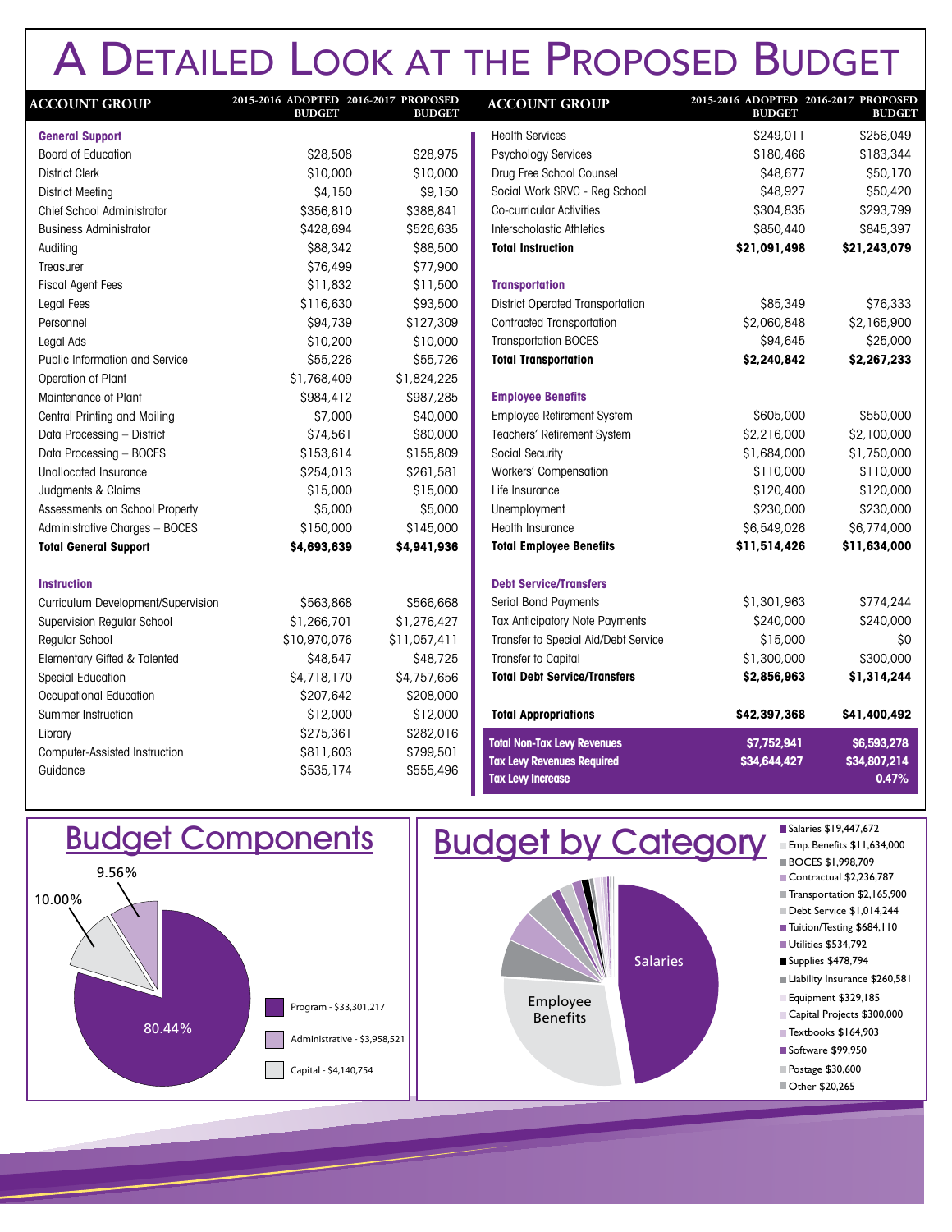# A Detailed Look at the Proposed Budget

| ACCOUNT GROUP | 2015-2016 ADOPTED BUDGET | 2016-2017 PROPOSED BUDGET |
|---|---|---|
| **General Support** | | |
| Board of Education | $28,508 | $28,975 |
| District Clerk | $10,000 | $10,000 |
| District Meeting | $4,150 | $9,150 |
| Chief School Administrator | $356,810 | $388,841 |
| Business Administrator | $428,694 | $526,635 |
| Auditing | $88,342 | $88,500 |
| Treasurer | $76,499 | $77,900 |
| Fiscal Agent Fees | $11,832 | $11,500 |
| Legal Fees | $116,630 | $93,500 |
| Personnel | $94,739 | $127,309 |
| Legal Ads | $10,200 | $10,000 |
| Public Information and Service | $55,226 | $55,726 |
| Operation of Plant | $1,768,409 | $1,824,225 |
| Maintenance of Plant | $984,412 | $987,285 |
| Central Printing and Mailing | $7,000 | $40,000 |
| Data Processing – District | $74,561 | $80,000 |
| Data Processing – BOCES | $153,614 | $155,809 |
| Unallocated Insurance | $254,013 | $261,581 |
| Judgments & Claims | $15,000 | $15,000 |
| Assessments on School Property | $5,000 | $5,000 |
| Administrative Charges – BOCES | $150,000 | $145,000 |
| **Total General Support** | **$4,693,639** | **$4,941,936** |
| **Instruction** | | |
| Curriculum Development/Supervision | $563,868 | $566,668 |
| Supervision Regular School | $1,266,701 | $1,276,427 |
| Regular School | $10,970,076 | $11,057,411 |
| Elementary Gifted & Talented | $48,547 | $48,725 |
| Special Education | $4,718,170 | $4,757,656 |
| Occupational Education | $207,642 | $208,000 |
| Summer Instruction | $12,000 | $12,000 |
| Library | $275,361 | $282,016 |
| Computer-Assisted Instruction | $811,603 | $799,501 |
| Guidance | $535,174 | $555,496 |
| Health Services | $249,011 | $256,049 |
| Psychology Services | $180,466 | $183,344 |
| Drug Free School Counsel | $48,677 | $50,170 |
| Social Work SRVC - Reg School | $48,927 | $50,420 |
| Co-curricular Activities | $304,835 | $293,799 |
| Interscholastic Athletics | $850,440 | $845,397 |
| **Total Instruction** | **$21,091,498** | **$21,243,079** |
| **Transportation** | | |
| District Operated Transportation | $85,349 | $76,333 |
| Contracted Transportation | $2,060,848 | $2,165,900 |
| Transportation BOCES | $94,645 | $25,000 |
| **Total Transportation** | **$2,240,842** | **$2,267,233** |
| **Employee Benefits** | | |
| Employee Retirement System | $605,000 | $550,000 |
| Teachers' Retirement System | $2,216,000 | $2,100,000 |
| Social Security | $1,684,000 | $1,750,000 |
| Workers' Compensation | $110,000 | $110,000 |
| Life Insurance | $120,400 | $120,000 |
| Unemployment | $230,000 | $230,000 |
| Health Insurance | $6,549,026 | $6,774,000 |
| **Total Employee Benefits** | **$11,514,426** | **$11,634,000** |
| **Debt Service/Transfers** | | |
| Serial Bond Payments | $1,301,963 | $774,244 |
| Tax Anticipatory Note Payments | $240,000 | $240,000 |
| Transfer to Special Aid/Debt Service | $15,000 | $0 |
| Transfer to Capital | $1,300,000 | $300,000 |
| **Total Debt Service/Transfers** | **$2,856,963** | **$1,314,244** |
| **Total Appropriations** | **$42,397,368** | **$41,400,492** |
| **Total Non-Tax Levy Revenues** | **$7,752,941** | **$6,593,278** |
| **Tax Levy Revenues Required** | **$34,644,427** | **$34,807,214** |
| **Tax Levy Increase** | | **0.47%** |

## Budget Components

- Program - $33,301,217 (80.44%)
- Administrative - $3,958,521 (9.56%)
- Capital - $4,140,754 (10.00%)

## Budget by Category

- Salaries $19,447,672
- Emp. Benefits $11,634,000
- BOCES $1,998,709
- Contractual $2,236,787
- Transportation $2,165,900
- Debt Service $1,014,244
- Tuition/Testing $684,110
- Utilities $534,792
- Supplies $478,794
- Liability Insurance $260,581
- Equipment $329,185
- Capital Projects $300,000
- Textbooks $164,903
- Software $99,950
- Postage $30,600
- Other $20,265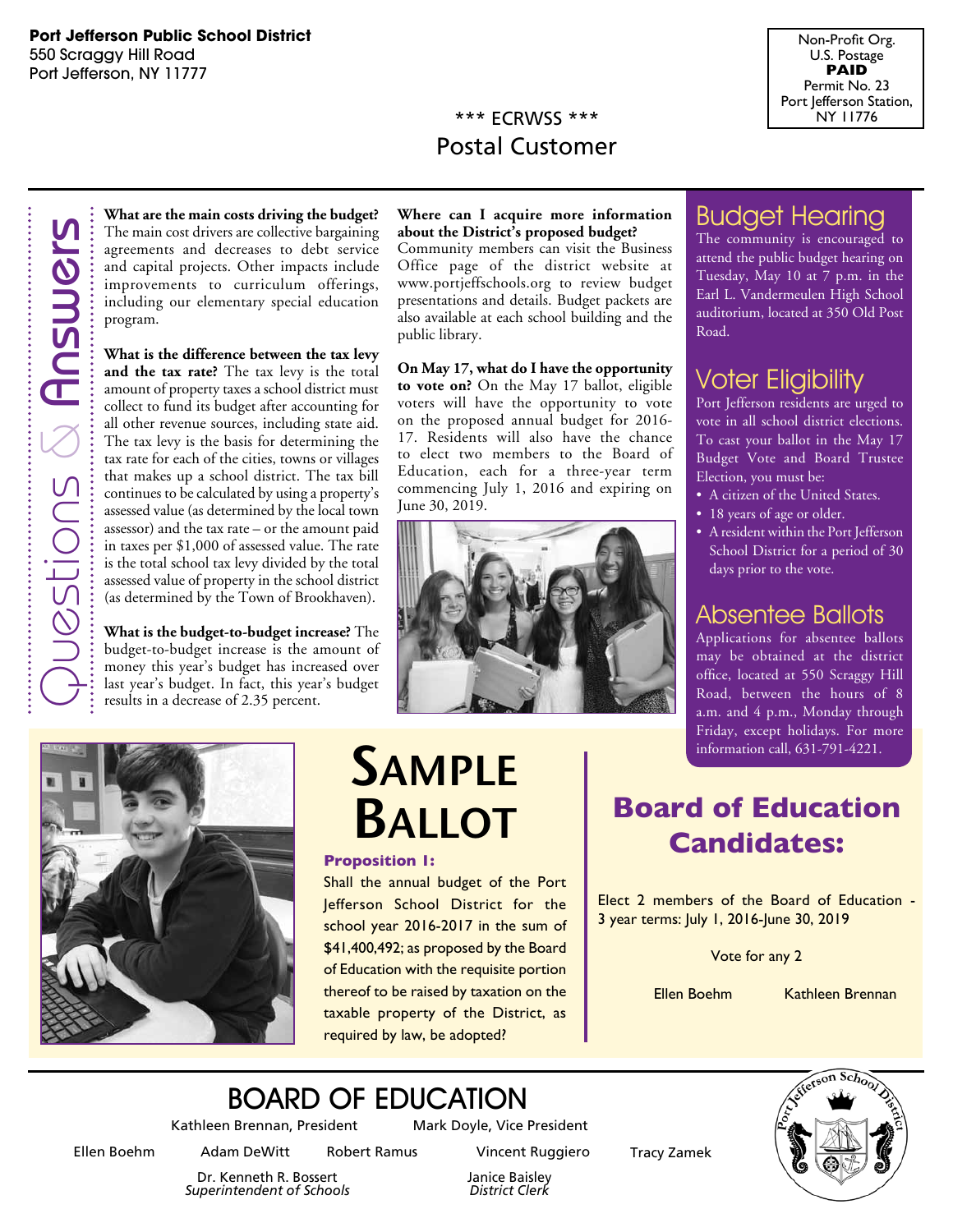**Port Jefferson Public School District**
550 Scraggy Hill Road
Port Jefferson, NY 11777

Non-Profit Org.
U.S. Postage
**PAID**
Permit No. 23
Port Jefferson Station,
NY 11776

\*\*\* ECRWSS \*\*\*
Postal Customer

## Questions & Answers

**What are the main costs driving the budget?** The main cost drivers are collective bargaining agreements and decreases to debt service and capital projects. Other impacts include improvements to curriculum offerings, including our elementary special education program.

**What is the difference between the tax levy and the tax rate?** The tax levy is the total amount of property taxes a school district must collect to fund its budget after accounting for all other revenue sources, including state aid. The tax levy is the basis for determining the tax rate for each of the cities, towns or villages that makes up a school district. The tax bill continues to be calculated by using a property's assessed value (as determined by the local town assessor) and the tax rate – or the amount paid in taxes per $1,000 of assessed value. The rate is the total school tax levy divided by the total assessed value of property in the school district (as determined by the Town of Brookhaven).

**What is the budget-to-budget increase?** The budget-to-budget increase is the amount of money this year's budget has increased over last year's budget. In fact, this year's budget results in a decrease of 2.35 percent.

**Where can I acquire more information about the District's proposed budget?** Community members can visit the Business Office page of the district website at www.portjeffschools.org to review budget presentations and details. Budget packets are also available at each school building and the public library.

**On May 17, what do I have the opportunity to vote on?** On the May 17 ballot, eligible voters will have the opportunity to vote on the proposed annual budget for 2016-17. Residents will also have the chance to elect two members to the Board of Education, each for a three-year term commencing July 1, 2016 and expiring on June 30, 2019.

## Budget Hearing

The community is encouraged to attend the public budget hearing on Tuesday, May 10 at 7 p.m. in the Earl L. Vandermeulen High School auditorium, located at 350 Old Post Road.

## Voter Eligibility

Port Jefferson residents are urged to vote in all school district elections. To cast your ballot in the May 17 Budget Vote and Board Trustee Election, you must be:

- A citizen of the United States.
- 18 years of age or older.
- A resident within the Port Jefferson School District for a period of 30 days prior to the vote.

## Absentee Ballots

Applications for absentee ballots may be obtained at the district office, located at 550 Scraggy Hill Road, between the hours of 8 a.m. and 4 p.m., Monday through Friday, except holidays. For more information call, 631-791-4221.

# Sample Ballot

**Proposition 1:**

Shall the annual budget of the Port Jefferson School District for the school year 2016-2017 in the sum of $41,400,492; as proposed by the Board of Education with the requisite portion thereof to be raised by taxation on the taxable property of the District, as required by law, be adopted?

## Board of Education Candidates:

Elect 2 members of the Board of Education - 3 year terms: July 1, 2016-June 30, 2019

Vote for any 2

Ellen Boehm

Kathleen Brennan

## BOARD OF EDUCATION

Kathleen Brennan, President
Mark Doyle, Vice President

Ellen Boehm, Adam DeWitt, Robert Ramus, Vincent Ruggiero, Tracy Zamek

Dr. Kenneth R. Bossert
*Superintendent of Schools*

Janice Baisley
*District Clerk*